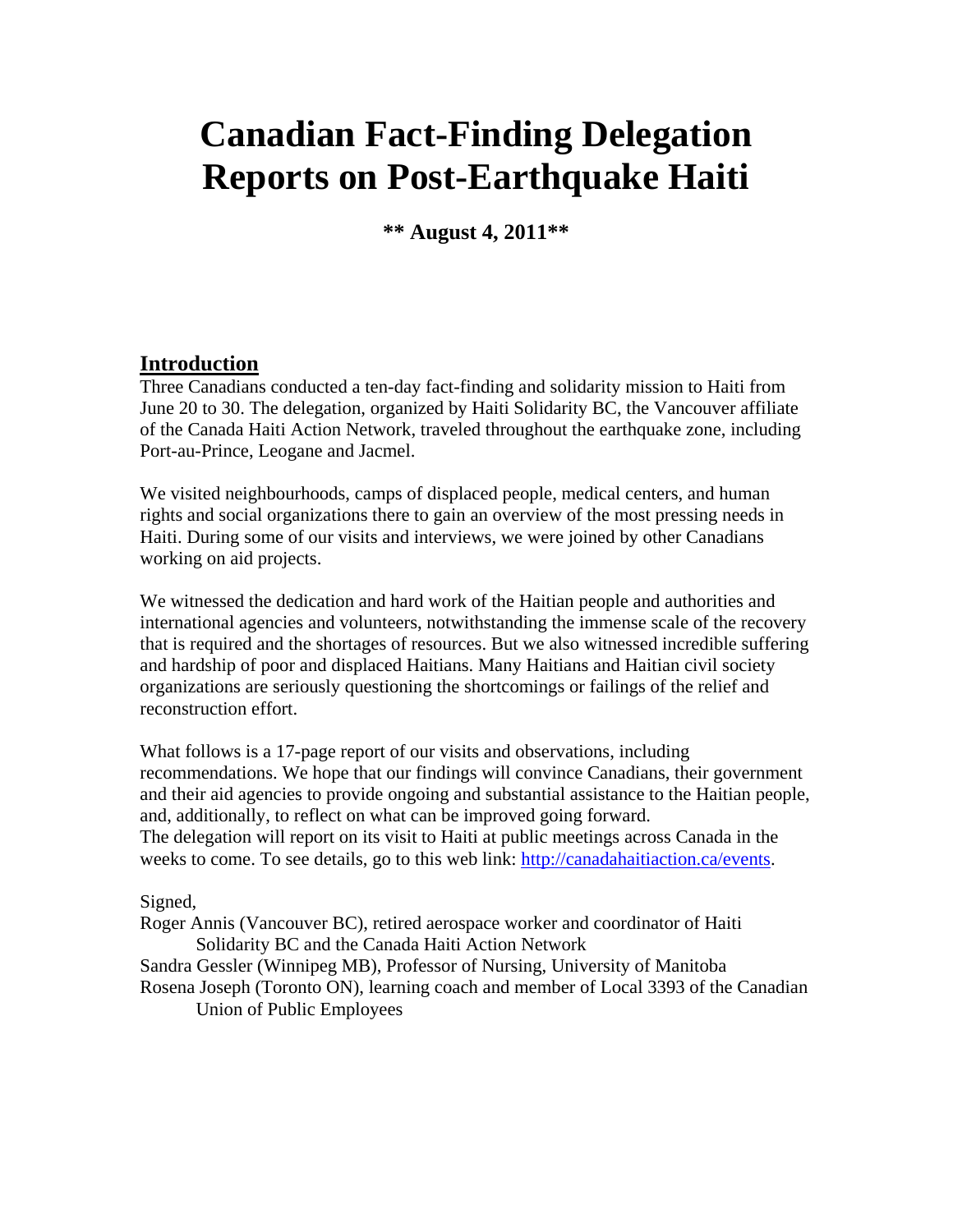# Canadian Fact-Finding Delegation Reports on Post-Earthquake Haiti

**\*\* August 4, 2011\*\***

## Introduction

Three Canadians conducted a ten-day fact-finding and solidarity mission to Haiti from June 20 to 30. The delegation, organized by Haiti Solidarity BC, the Vancouver affiliate of the Canada Haiti Action Network, traveled throughout the earthquake zone, including Port-au-Prince, Leogane and Jacmel.

We visited neighbourhoods, camps of displaced people, medical centers, and human rights and social organizations there to gain an overview of the most pressing needs in Haiti. During some of our visits and interviews, we were joined by other Canadians working on aid projects.

We witnessed the dedication and hard work of the Haitian people and authorities and international agencies and volunteers, notwithstanding the immense scale of the recovery that is required and the shortages of resources. But we also witnessed incredible suffering and hardship of poor and displaced Haitians. Many Haitians and Haitian civil society organizations are seriously questioning the shortcomings or failings of the relief and reconstruction effort.

What follows is a 17-page report of our visits and observations, including recommendations. We hope that our findings will convince Canadians, their government and their aid agencies to provide ongoing and substantial assistance to the Haitian people, and, additionally, to reflect on what can be improved going forward.
The delegation will report on its visit to Haiti at public meetings across Canada in the weeks to come. To see details, go to this web link: [http://canadahaitiaction.ca/events](http://canadahaitiaction.ca/events).

Signed,

Roger Annis (Vancouver BC), retired aerospace worker and coordinator of Haiti Solidarity BC and the Canada Haiti Action Network

Sandra Gessler (Winnipeg MB), Professor of Nursing, University of Manitoba

Rosena Joseph (Toronto ON), learning coach and member of Local 3393 of the Canadian Union of Public Employees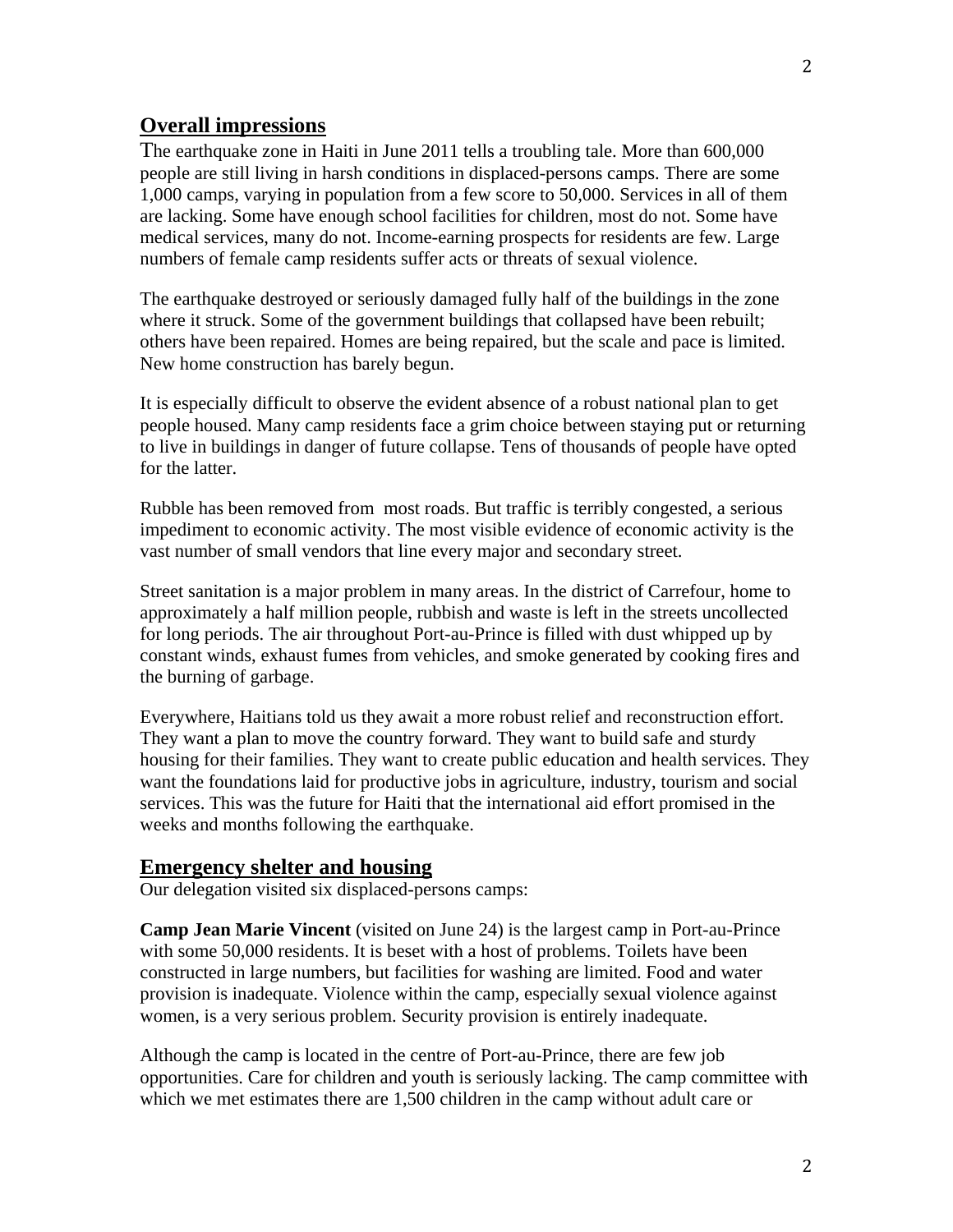## Overall impressions

The earthquake zone in Haiti in June 2011 tells a troubling tale. More than 600,000 people are still living in harsh conditions in displaced-persons camps. There are some 1,000 camps, varying in population from a few score to 50,000. Services in all of them are lacking. Some have enough school facilities for children, most do not. Some have medical services, many do not. Income-earning prospects for residents are few. Large numbers of female camp residents suffer acts or threats of sexual violence.

The earthquake destroyed or seriously damaged fully half of the buildings in the zone where it struck. Some of the government buildings that collapsed have been rebuilt; others have been repaired. Homes are being repaired, but the scale and pace is limited. New home construction has barely begun.

It is especially difficult to observe the evident absence of a robust national plan to get people housed. Many camp residents face a grim choice between staying put or returning to live in buildings in danger of future collapse. Tens of thousands of people have opted for the latter.

Rubble has been removed from most roads. But traffic is terribly congested, a serious impediment to economic activity. The most visible evidence of economic activity is the vast number of small vendors that line every major and secondary street.

Street sanitation is a major problem in many areas. In the district of Carrefour, home to approximately a half million people, rubbish and waste is left in the streets uncollected for long periods. The air throughout Port-au-Prince is filled with dust whipped up by constant winds, exhaust fumes from vehicles, and smoke generated by cooking fires and the burning of garbage.

Everywhere, Haitians told us they await a more robust relief and reconstruction effort. They want a plan to move the country forward. They want to build safe and sturdy housing for their families. They want to create public education and health services. They want the foundations laid for productive jobs in agriculture, industry, tourism and social services. This was the future for Haiti that the international aid effort promised in the weeks and months following the earthquake.

## Emergency shelter and housing

Our delegation visited six displaced-persons camps:

**Camp Jean Marie Vincent** (visited on June 24) is the largest camp in Port-au-Prince with some 50,000 residents. It is beset with a host of problems. Toilets have been constructed in large numbers, but facilities for washing are limited. Food and water provision is inadequate. Violence within the camp, especially sexual violence against women, is a very serious problem. Security provision is entirely inadequate.

Although the camp is located in the centre of Port-au-Prince, there are few job opportunities. Care for children and youth is seriously lacking. The camp committee with which we met estimates there are 1,500 children in the camp without adult care or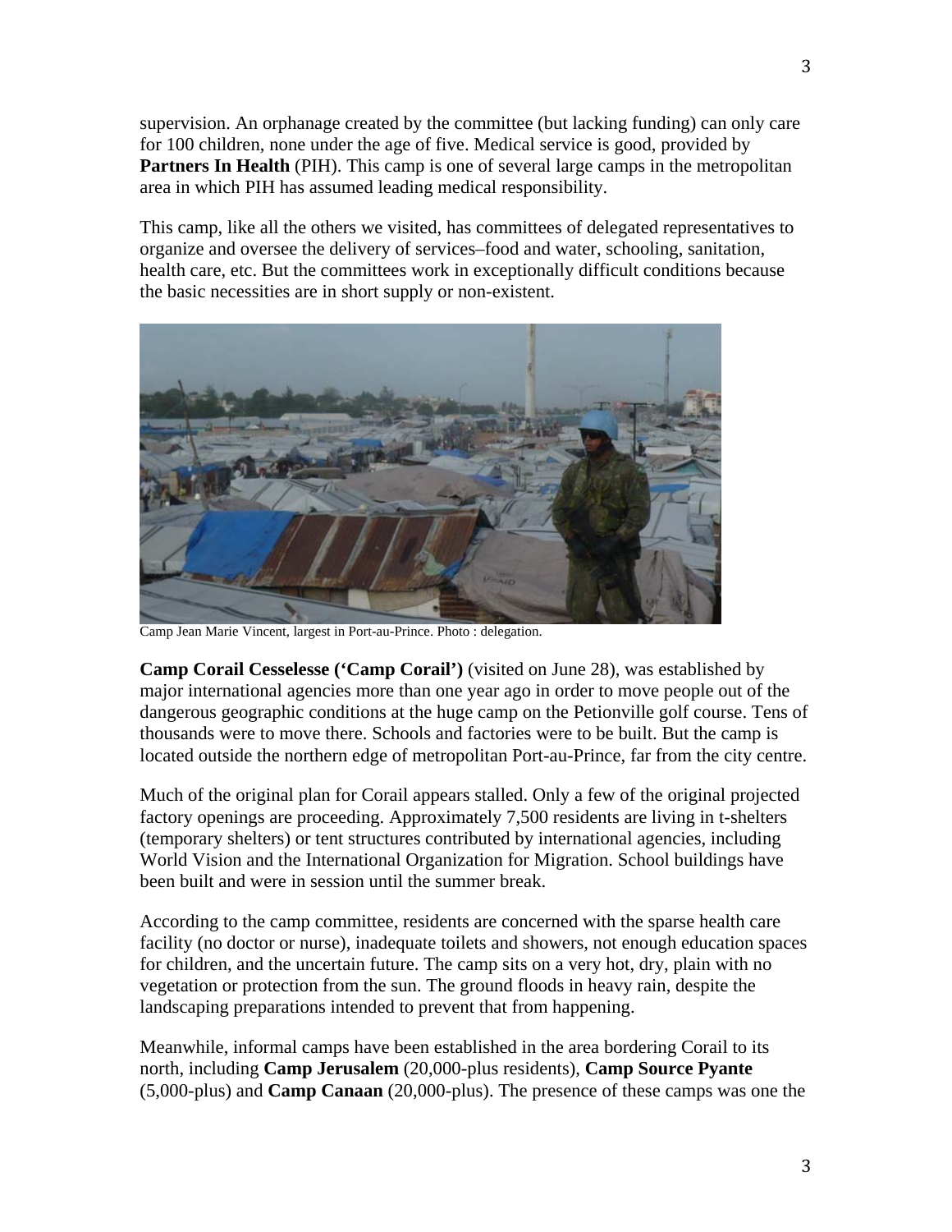supervision. An orphanage created by the committee (but lacking funding) can only care for 100 children, none under the age of five. Medical service is good, provided by **Partners In Health** (PIH). This camp is one of several large camps in the metropolitan area in which PIH has assumed leading medical responsibility.

This camp, like all the others we visited, has committees of delegated representatives to organize and oversee the delivery of services–food and water, schooling, sanitation, health care, etc. But the committees work in exceptionally difficult conditions because the basic necessities are in short supply or non-existent.

Camp Jean Marie Vincent, largest in Port-au-Prince. Photo : delegation.

**Camp Corail Cesselesse ('Camp Corail')** (visited on June 28), was established by major international agencies more than one year ago in order to move people out of the dangerous geographic conditions at the huge camp on the Petionville golf course. Tens of thousands were to move there. Schools and factories were to be built. But the camp is located outside the northern edge of metropolitan Port-au-Prince, far from the city centre.

Much of the original plan for Corail appears stalled. Only a few of the original projected factory openings are proceeding. Approximately 7,500 residents are living in t-shelters (temporary shelters) or tent structures contributed by international agencies, including World Vision and the International Organization for Migration. School buildings have been built and were in session until the summer break.

According to the camp committee, residents are concerned with the sparse health care facility (no doctor or nurse), inadequate toilets and showers, not enough education spaces for children, and the uncertain future. The camp sits on a very hot, dry, plain with no vegetation or protection from the sun. The ground floods in heavy rain, despite the landscaping preparations intended to prevent that from happening.

Meanwhile, informal camps have been established in the area bordering Corail to its north, including **Camp Jerusalem** (20,000-plus residents), **Camp Source Pyante** (5,000-plus) and **Camp Canaan** (20,000-plus). The presence of these camps was one the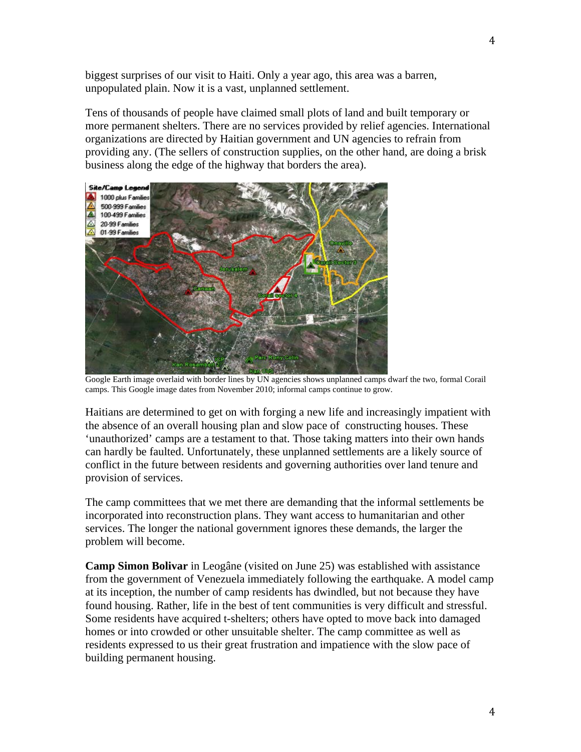biggest surprises of our visit to Haiti. Only a year ago, this area was a barren, unpopulated plain. Now it is a vast, unplanned settlement.

Tens of thousands of people have claimed small plots of land and built temporary or more permanent shelters. There are no services provided by relief agencies. International organizations are directed by Haitian government and UN agencies to refrain from providing any. (The sellers of construction supplies, on the other hand, are doing a brisk business along the edge of the highway that borders the area).

Google Earth image overlaid with border lines by UN agencies shows unplanned camps dwarf the two, formal Corail camps. This Google image dates from November 2010; informal camps continue to grow.

Haitians are determined to get on with forging a new life and increasingly impatient with the absence of an overall housing plan and slow pace of constructing houses. These 'unauthorized' camps are a testament to that. Those taking matters into their own hands can hardly be faulted. Unfortunately, these unplanned settlements are a likely source of conflict in the future between residents and governing authorities over land tenure and provision of services.

The camp committees that we met there are demanding that the informal settlements be incorporated into reconstruction plans. They want access to humanitarian and other services. The longer the national government ignores these demands, the larger the problem will become.

**Camp Simon Bolivar** in Leogâne (visited on June 25) was established with assistance from the government of Venezuela immediately following the earthquake. A model camp at its inception, the number of camp residents has dwindled, but not because they have found housing. Rather, life in the best of tent communities is very difficult and stressful. Some residents have acquired t-shelters; others have opted to move back into damaged homes or into crowded or other unsuitable shelter. The camp committee as well as residents expressed to us their great frustration and impatience with the slow pace of building permanent housing.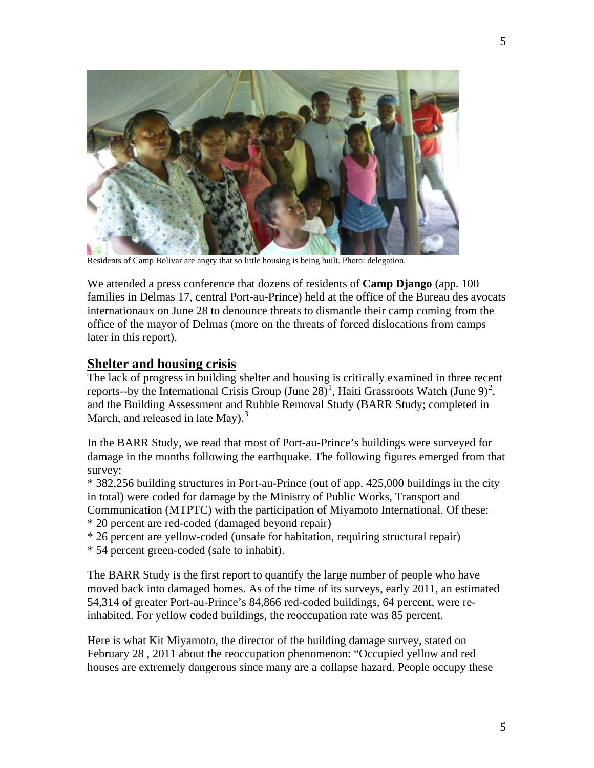Residents of Camp Bolivar are angry that so little housing is being built. Photo: delegation.

We attended a press conference that dozens of residents of **Camp Django** (app. 100 families in Delmas 17, central Port-au-Prince) held at the office of the Bureau des avocats internationaux on June 28 to denounce threats to dismantle their camp coming from the office of the mayor of Delmas (more on the threats of forced dislocations from camps later in this report).

## Shelter and housing crisis

The lack of progress in building shelter and housing is critically examined in three recent reports--by the International Crisis Group (June 28)[1], Haiti Grassroots Watch (June 9)[2], and the Building Assessment and Rubble Removal Study (BARR Study; completed in March, and released in late May).[3]

In the BARR Study, we read that most of Port-au-Prince's buildings were surveyed for damage in the months following the earthquake. The following figures emerged from that survey:

* 382,256 building structures in Port-au-Prince (out of app. 425,000 buildings in the city in total) were coded for damage by the Ministry of Public Works, Transport and Communication (MTPTC) with the participation of Miyamoto International. Of these:
* 20 percent are red-coded (damaged beyond repair)
* 26 percent are yellow-coded (unsafe for habitation, requiring structural repair)
* 54 percent green-coded (safe to inhabit).

The BARR Study is the first report to quantify the large number of people who have moved back into damaged homes. As of the time of its surveys, early 2011, an estimated 54,314 of greater Port-au-Prince's 84,866 red-coded buildings, 64 percent, were re-inhabited. For yellow coded buildings, the reoccupation rate was 85 percent.

Here is what Kit Miyamoto, the director of the building damage survey, stated on February 28 , 2011 about the reoccupation phenomenon: "Occupied yellow and red houses are extremely dangerous since many are a collapse hazard. People occupy these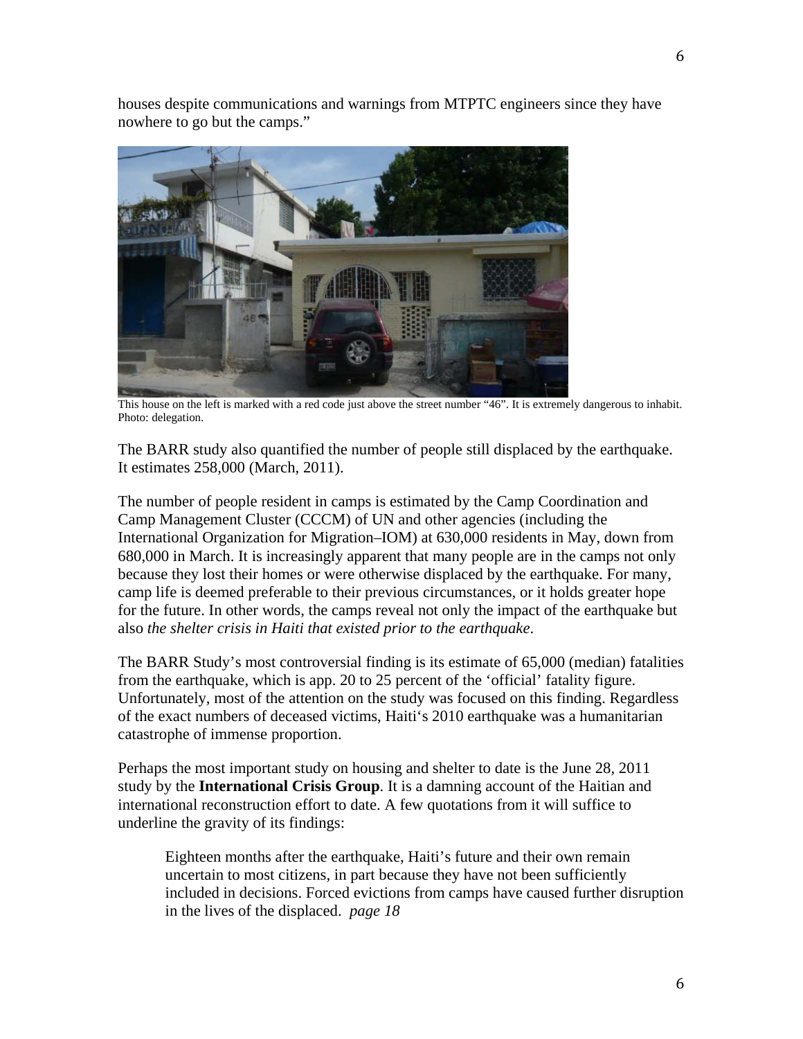houses despite communications and warnings from MTPTC engineers since they have nowhere to go but the camps."

This house on the left is marked with a red code just above the street number "46". It is extremely dangerous to inhabit. Photo: delegation.

The BARR study also quantified the number of people still displaced by the earthquake. It estimates 258,000 (March, 2011).

The number of people resident in camps is estimated by the Camp Coordination and Camp Management Cluster (CCCM) of UN and other agencies (including the International Organization for Migration–IOM) at 630,000 residents in May, down from 680,000 in March. It is increasingly apparent that many people are in the camps not only because they lost their homes or were otherwise displaced by the earthquake. For many, camp life is deemed preferable to their previous circumstances, or it holds greater hope for the future. In other words, the camps reveal not only the impact of the earthquake but also *the shelter crisis in Haiti that existed prior to the earthquake*.

The BARR Study's most controversial finding is its estimate of 65,000 (median) fatalities from the earthquake, which is app. 20 to 25 percent of the 'official' fatality figure. Unfortunately, most of the attention on the study was focused on this finding. Regardless of the exact numbers of deceased victims, Haiti's 2010 earthquake was a humanitarian catastrophe of immense proportion.

Perhaps the most important study on housing and shelter to date is the June 28, 2011 study by the **International Crisis Group**. It is a damning account of the Haitian and international reconstruction effort to date. A few quotations from it will suffice to underline the gravity of its findings:

> Eighteen months after the earthquake, Haiti's future and their own remain uncertain to most citizens, in part because they have not been sufficiently included in decisions. Forced evictions from camps have caused further disruption in the lives of the displaced. *page 18*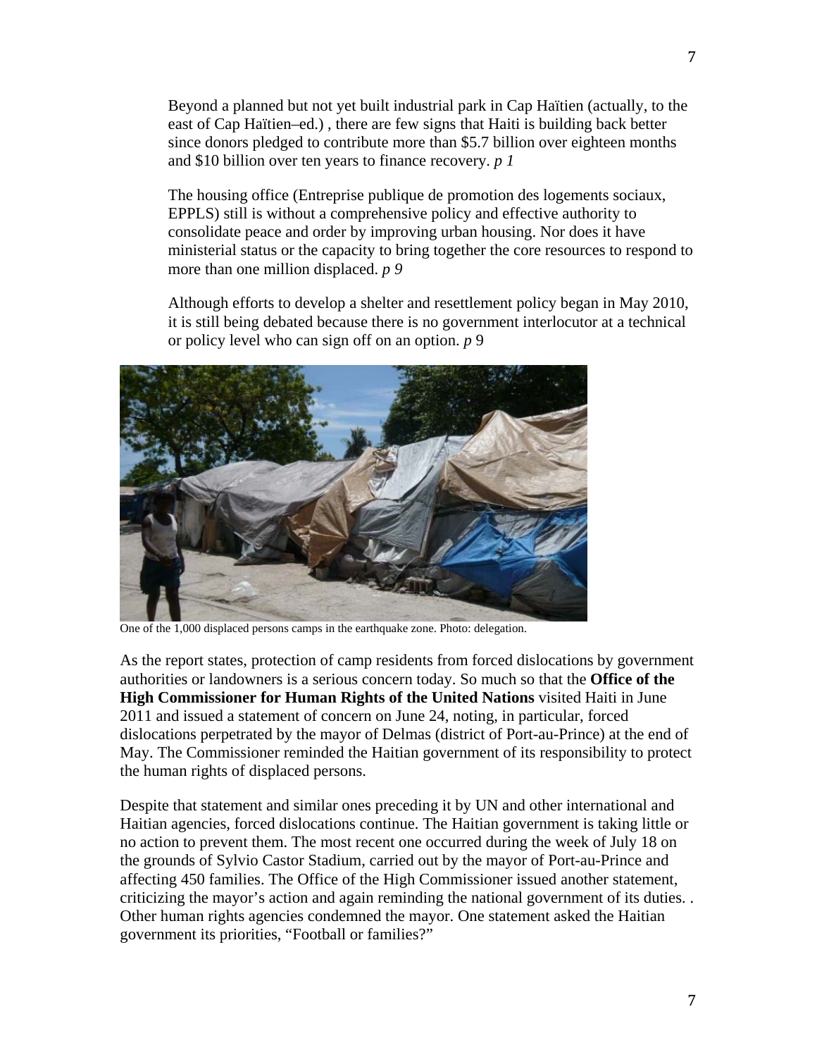Beyond a planned but not yet built industrial park in Cap Haïtien (actually, to the east of Cap Haïtien–ed.) , there are few signs that Haiti is building back better since donors pledged to contribute more than $5.7 billion over eighteen months and $10 billion over ten years to finance recovery. *p 1*

The housing office (Entreprise publique de promotion des logements sociaux, EPPLS) still is without a comprehensive policy and effective authority to consolidate peace and order by improving urban housing. Nor does it have ministerial status or the capacity to bring together the core resources to respond to more than one million displaced. *p 9*

Although efforts to develop a shelter and resettlement policy began in May 2010, it is still being debated because there is no government interlocutor at a technical or policy level who can sign off on an option. *p* 9

One of the 1,000 displaced persons camps in the earthquake zone. Photo: delegation.

As the report states, protection of camp residents from forced dislocations by government authorities or landowners is a serious concern today. So much so that the **Office of the High Commissioner for Human Rights of the United Nations** visited Haiti in June 2011 and issued a statement of concern on June 24, noting, in particular, forced dislocations perpetrated by the mayor of Delmas (district of Port-au-Prince) at the end of May. The Commissioner reminded the Haitian government of its responsibility to protect the human rights of displaced persons.

Despite that statement and similar ones preceding it by UN and other international and Haitian agencies, forced dislocations continue. The Haitian government is taking little or no action to prevent them. The most recent one occurred during the week of July 18 on the grounds of Sylvio Castor Stadium, carried out by the mayor of Port-au-Prince and affecting 450 families. The Office of the High Commissioner issued another statement, criticizing the mayor's action and again reminding the national government of its duties. . Other human rights agencies condemned the mayor. One statement asked the Haitian government its priorities, "Football or families?"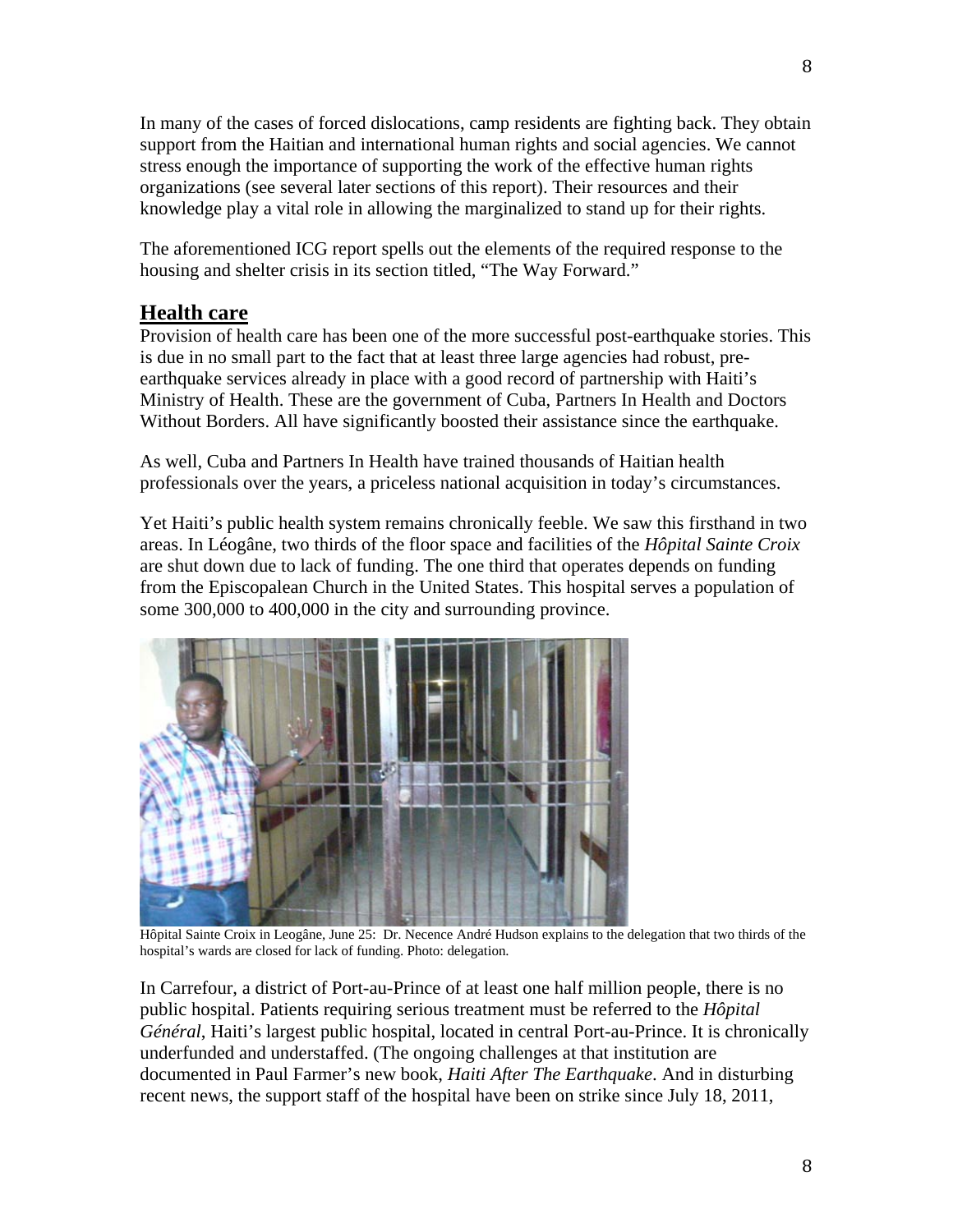In many of the cases of forced dislocations, camp residents are fighting back. They obtain support from the Haitian and international human rights and social agencies. We cannot stress enough the importance of supporting the work of the effective human rights organizations (see several later sections of this report). Their resources and their knowledge play a vital role in allowing the marginalized to stand up for their rights.

The aforementioned ICG report spells out the elements of the required response to the housing and shelter crisis in its section titled, "The Way Forward."

## Health care

Provision of health care has been one of the more successful post-earthquake stories. This is due in no small part to the fact that at least three large agencies had robust, pre-earthquake services already in place with a good record of partnership with Haiti's Ministry of Health. These are the government of Cuba, Partners In Health and Doctors Without Borders. All have significantly boosted their assistance since the earthquake.

As well, Cuba and Partners In Health have trained thousands of Haitian health professionals over the years, a priceless national acquisition in today's circumstances.

Yet Haiti's public health system remains chronically feeble. We saw this firsthand in two areas. In Léogâne, two thirds of the floor space and facilities of the *Hôpital Sainte Croix* are shut down due to lack of funding. The one third that operates depends on funding from the Episcopalean Church in the United States. This hospital serves a population of some 300,000 to 400,000 in the city and surrounding province.

Hôpital Sainte Croix in Leogâne, June 25: Dr. Necence André Hudson explains to the delegation that two thirds of the hospital's wards are closed for lack of funding. Photo: delegation.

In Carrefour, a district of Port-au-Prince of at least one half million people, there is no public hospital. Patients requiring serious treatment must be referred to the *Hôpital Général*, Haiti's largest public hospital, located in central Port-au-Prince. It is chronically underfunded and understaffed. (The ongoing challenges at that institution are documented in Paul Farmer's new book, *Haiti After The Earthquake*. And in disturbing recent news, the support staff of the hospital have been on strike since July 18, 2011,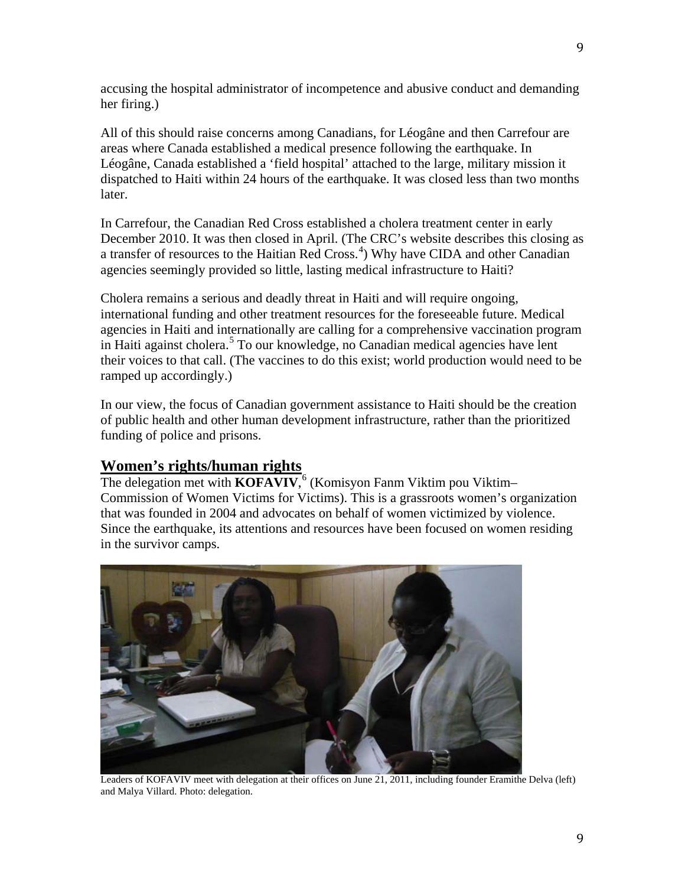accusing the hospital administrator of incompetence and abusive conduct and demanding her firing.)

All of this should raise concerns among Canadians, for Léogâne and then Carrefour are areas where Canada established a medical presence following the earthquake. In Léogâne, Canada established a 'field hospital' attached to the large, military mission it dispatched to Haiti within 24 hours of the earthquake. It was closed less than two months later.

In Carrefour, the Canadian Red Cross established a cholera treatment center in early December 2010. It was then closed in April. (The CRC's website describes this closing as a transfer of resources to the Haitian Red Cross.[4]) Why have CIDA and other Canadian agencies seemingly provided so little, lasting medical infrastructure to Haiti?

Cholera remains a serious and deadly threat in Haiti and will require ongoing, international funding and other treatment resources for the foreseeable future. Medical agencies in Haiti and internationally are calling for a comprehensive vaccination program in Haiti against cholera.[5] To our knowledge, no Canadian medical agencies have lent their voices to that call. (The vaccines to do this exist; world production would need to be ramped up accordingly.)

In our view, the focus of Canadian government assistance to Haiti should be the creation of public health and other human development infrastructure, rather than the prioritized funding of police and prisons.

## Women's rights/human rights

The delegation met with **KOFAVIV**,[6] (Komisyon Fanm Viktim pou Viktim– Commission of Women Victims for Victims). This is a grassroots women's organization that was founded in 2004 and advocates on behalf of women victimized by violence. Since the earthquake, its attentions and resources have been focused on women residing in the survivor camps.

Leaders of KOFAVIV meet with delegation at their offices on June 21, 2011, including founder Eramithe Delva (left) and Malya Villard. Photo: delegation.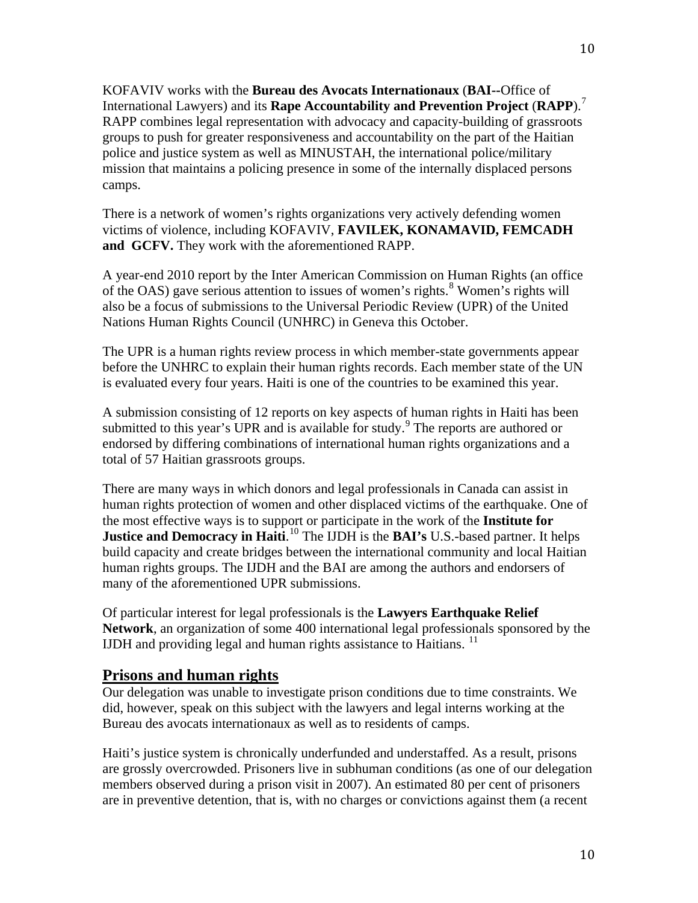KOFAVIV works with the **Bureau des Avocats Internationaux** (**BAI**--Office of International Lawyers) and its **Rape Accountability and Prevention Project** (**RAPP**).[7] RAPP combines legal representation with advocacy and capacity-building of grassroots groups to push for greater responsiveness and accountability on the part of the Haitian police and justice system as well as MINUSTAH, the international police/military mission that maintains a policing presence in some of the internally displaced persons camps.

There is a network of women's rights organizations very actively defending women victims of violence, including KOFAVIV, **FAVILEK, KONAMAVID, FEMCADH and GCFV.** They work with the aforementioned RAPP.

A year-end 2010 report by the Inter American Commission on Human Rights (an office of the OAS) gave serious attention to issues of women's rights.[8] Women's rights will also be a focus of submissions to the Universal Periodic Review (UPR) of the United Nations Human Rights Council (UNHRC) in Geneva this October.

The UPR is a human rights review process in which member-state governments appear before the UNHRC to explain their human rights records. Each member state of the UN is evaluated every four years. Haiti is one of the countries to be examined this year.

A submission consisting of 12 reports on key aspects of human rights in Haiti has been submitted to this year's UPR and is available for study.[9] The reports are authored or endorsed by differing combinations of international human rights organizations and a total of 57 Haitian grassroots groups.

There are many ways in which donors and legal professionals in Canada can assist in human rights protection of women and other displaced victims of the earthquake. One of the most effective ways is to support or participate in the work of the **Institute for Justice and Democracy in Haiti**.[10] The IJDH is the **BAI's** U.S.-based partner. It helps build capacity and create bridges between the international community and local Haitian human rights groups. The IJDH and the BAI are among the authors and endorsers of many of the aforementioned UPR submissions.

Of particular interest for legal professionals is the **Lawyers Earthquake Relief Network**, an organization of some 400 international legal professionals sponsored by the IJDH and providing legal and human rights assistance to Haitians. [11]

## Prisons and human rights

Our delegation was unable to investigate prison conditions due to time constraints. We did, however, speak on this subject with the lawyers and legal interns working at the Bureau des avocats internationaux as well as to residents of camps.

Haiti's justice system is chronically underfunded and understaffed. As a result, prisons are grossly overcrowded. Prisoners live in subhuman conditions (as one of our delegation members observed during a prison visit in 2007). An estimated 80 per cent of prisoners are in preventive detention, that is, with no charges or convictions against them (a recent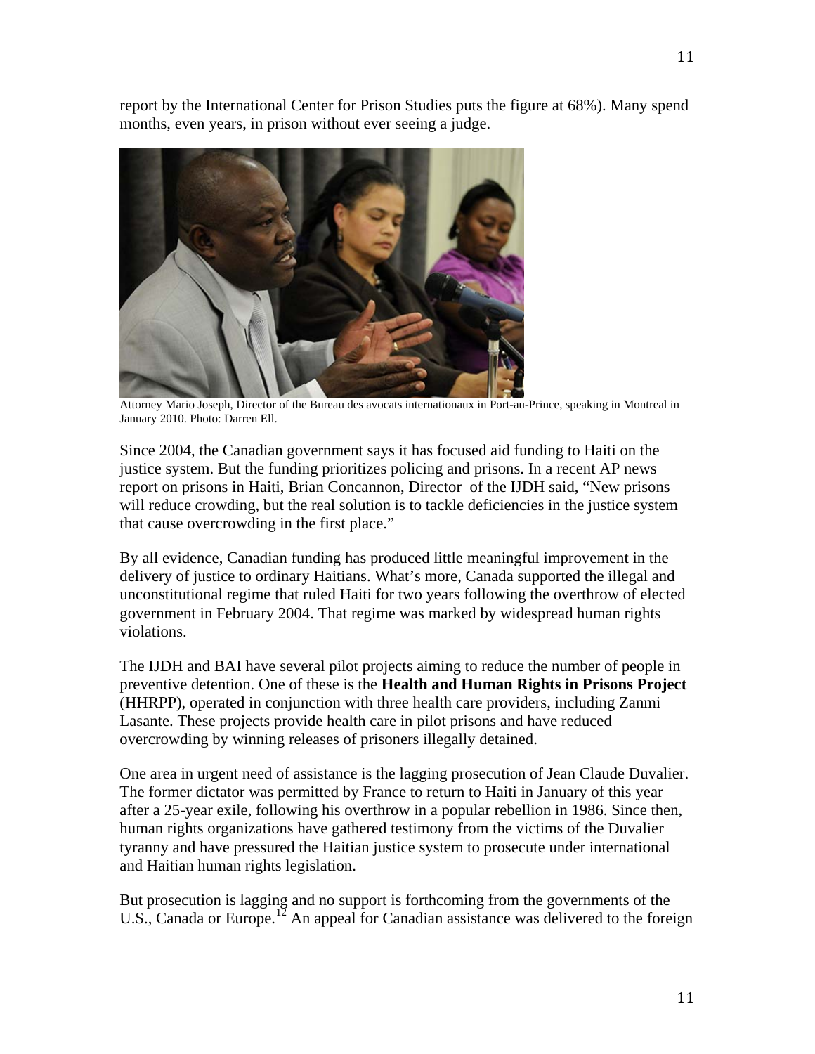report by the International Center for Prison Studies puts the figure at 68%). Many spend months, even years, in prison without ever seeing a judge.

Attorney Mario Joseph, Director of the Bureau des avocats internationaux in Port-au-Prince, speaking in Montreal in January 2010. Photo: Darren Ell.

Since 2004, the Canadian government says it has focused aid funding to Haiti on the justice system. But the funding prioritizes policing and prisons. In a recent AP news report on prisons in Haiti, Brian Concannon, Director of the IJDH said, "New prisons will reduce crowding, but the real solution is to tackle deficiencies in the justice system that cause overcrowding in the first place."

By all evidence, Canadian funding has produced little meaningful improvement in the delivery of justice to ordinary Haitians. What's more, Canada supported the illegal and unconstitutional regime that ruled Haiti for two years following the overthrow of elected government in February 2004. That regime was marked by widespread human rights violations.

The IJDH and BAI have several pilot projects aiming to reduce the number of people in preventive detention. One of these is the **Health and Human Rights in Prisons Project** (HHRPP), operated in conjunction with three health care providers, including Zanmi Lasante. These projects provide health care in pilot prisons and have reduced overcrowding by winning releases of prisoners illegally detained.

One area in urgent need of assistance is the lagging prosecution of Jean Claude Duvalier. The former dictator was permitted by France to return to Haiti in January of this year after a 25-year exile, following his overthrow in a popular rebellion in 1986. Since then, human rights organizations have gathered testimony from the victims of the Duvalier tyranny and have pressured the Haitian justice system to prosecute under international and Haitian human rights legislation.

But prosecution is lagging and no support is forthcoming from the governments of the U.S., Canada or Europe.[12] An appeal for Canadian assistance was delivered to the foreign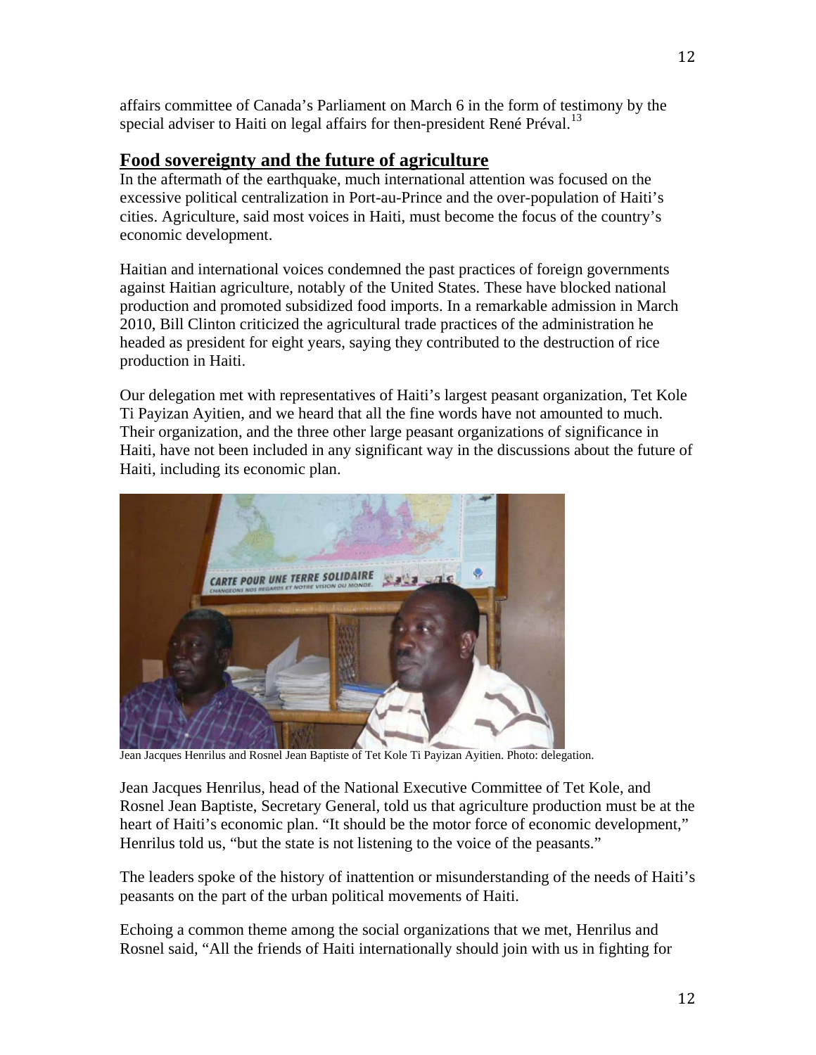affairs committee of Canada's Parliament on March 6 in the form of testimony by the special adviser to Haiti on legal affairs for then-president René Préval.[13]

## Food sovereignty and the future of agriculture

In the aftermath of the earthquake, much international attention was focused on the excessive political centralization in Port-au-Prince and the over-population of Haiti's cities. Agriculture, said most voices in Haiti, must become the focus of the country's economic development.

Haitian and international voices condemned the past practices of foreign governments against Haitian agriculture, notably of the United States. These have blocked national production and promoted subsidized food imports. In a remarkable admission in March 2010, Bill Clinton criticized the agricultural trade practices of the administration he headed as president for eight years, saying they contributed to the destruction of rice production in Haiti.

Our delegation met with representatives of Haiti's largest peasant organization, Tet Kole Ti Payizan Ayitien, and we heard that all the fine words have not amounted to much. Their organization, and the three other large peasant organizations of significance in Haiti, have not been included in any significant way in the discussions about the future of Haiti, including its economic plan.

Jean Jacques Henrilus and Rosnel Jean Baptiste of Tet Kole Ti Payizan Ayitien. Photo: delegation.

Jean Jacques Henrilus, head of the National Executive Committee of Tet Kole, and Rosnel Jean Baptiste, Secretary General, told us that agriculture production must be at the heart of Haiti's economic plan. "It should be the motor force of economic development," Henrilus told us, "but the state is not listening to the voice of the peasants."

The leaders spoke of the history of inattention or misunderstanding of the needs of Haiti's peasants on the part of the urban political movements of Haiti.

Echoing a common theme among the social organizations that we met, Henrilus and Rosnel said, "All the friends of Haiti internationally should join with us in fighting for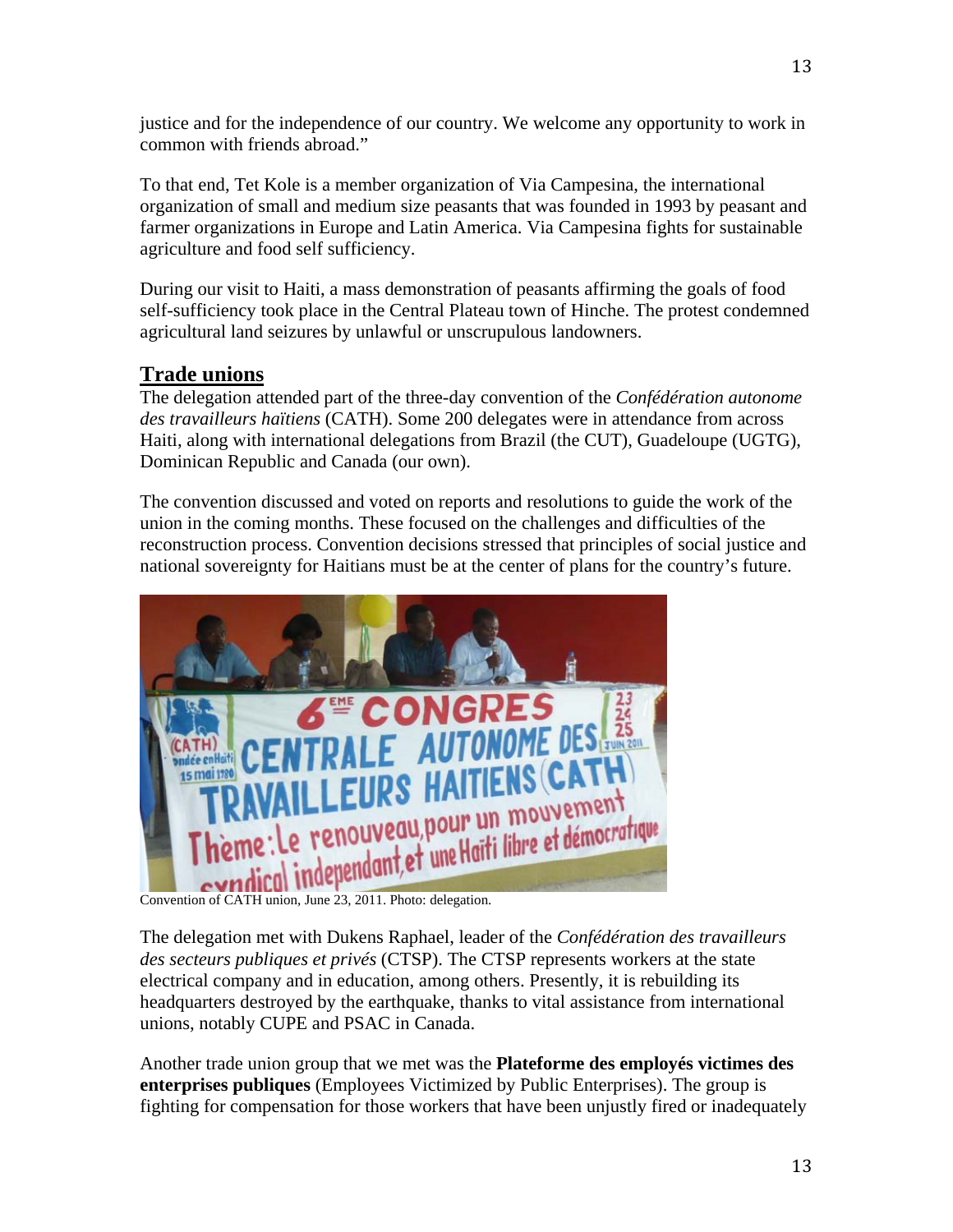justice and for the independence of our country. We welcome any opportunity to work in common with friends abroad."

To that end, Tet Kole is a member organization of Via Campesina, the international organization of small and medium size peasants that was founded in 1993 by peasant and farmer organizations in Europe and Latin America. Via Campesina fights for sustainable agriculture and food self sufficiency.

During our visit to Haiti, a mass demonstration of peasants affirming the goals of food self-sufficiency took place in the Central Plateau town of Hinche. The protest condemned agricultural land seizures by unlawful or unscrupulous landowners.

## Trade unions

The delegation attended part of the three-day convention of the *Confédération autonome des travailleurs haïtiens* (CATH). Some 200 delegates were in attendance from across Haiti, along with international delegations from Brazil (the CUT), Guadeloupe (UGTG), Dominican Republic and Canada (our own).

The convention discussed and voted on reports and resolutions to guide the work of the union in the coming months. These focused on the challenges and difficulties of the reconstruction process. Convention decisions stressed that principles of social justice and national sovereignty for Haitians must be at the center of plans for the country's future.

Convention of CATH union, June 23, 2011. Photo: delegation.

The delegation met with Dukens Raphael, leader of the *Confédération des travailleurs des secteurs publiques et privés* (CTSP). The CTSP represents workers at the state electrical company and in education, among others. Presently, it is rebuilding its headquarters destroyed by the earthquake, thanks to vital assistance from international unions, notably CUPE and PSAC in Canada.

Another trade union group that we met was the **Plateforme des employés victimes des enterprises publiques** (Employees Victimized by Public Enterprises). The group is fighting for compensation for those workers that have been unjustly fired or inadequately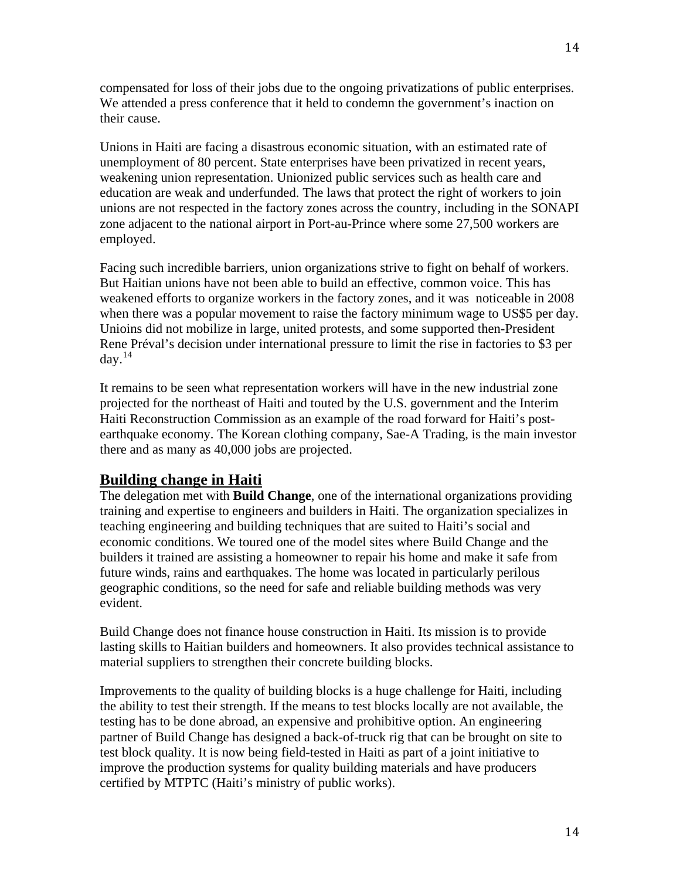compensated for loss of their jobs due to the ongoing privatizations of public enterprises. We attended a press conference that it held to condemn the government's inaction on their cause.

Unions in Haiti are facing a disastrous economic situation, with an estimated rate of unemployment of 80 percent. State enterprises have been privatized in recent years, weakening union representation. Unionized public services such as health care and education are weak and underfunded. The laws that protect the right of workers to join unions are not respected in the factory zones across the country, including in the SONAPI zone adjacent to the national airport in Port-au-Prince where some 27,500 workers are employed.

Facing such incredible barriers, union organizations strive to fight on behalf of workers. But Haitian unions have not been able to build an effective, common voice. This has weakened efforts to organize workers in the factory zones, and it was noticeable in 2008 when there was a popular movement to raise the factory minimum wage to US$5 per day. Unioins did not mobilize in large, united protests, and some supported then-President Rene Préval's decision under international pressure to limit the rise in factories to $3 per day.[14]

It remains to be seen what representation workers will have in the new industrial zone projected for the northeast of Haiti and touted by the U.S. government and the Interim Haiti Reconstruction Commission as an example of the road forward for Haiti's post-earthquake economy. The Korean clothing company, Sae-A Trading, is the main investor there and as many as 40,000 jobs are projected.

## Building change in Haiti

The delegation met with **Build Change**, one of the international organizations providing training and expertise to engineers and builders in Haiti. The organization specializes in teaching engineering and building techniques that are suited to Haiti's social and economic conditions. We toured one of the model sites where Build Change and the builders it trained are assisting a homeowner to repair his home and make it safe from future winds, rains and earthquakes. The home was located in particularly perilous geographic conditions, so the need for safe and reliable building methods was very evident.

Build Change does not finance house construction in Haiti. Its mission is to provide lasting skills to Haitian builders and homeowners. It also provides technical assistance to material suppliers to strengthen their concrete building blocks.

Improvements to the quality of building blocks is a huge challenge for Haiti, including the ability to test their strength. If the means to test blocks locally are not available, the testing has to be done abroad, an expensive and prohibitive option. An engineering partner of Build Change has designed a back-of-truck rig that can be brought on site to test block quality. It is now being field-tested in Haiti as part of a joint initiative to improve the production systems for quality building materials and have producers certified by MTPTC (Haiti's ministry of public works).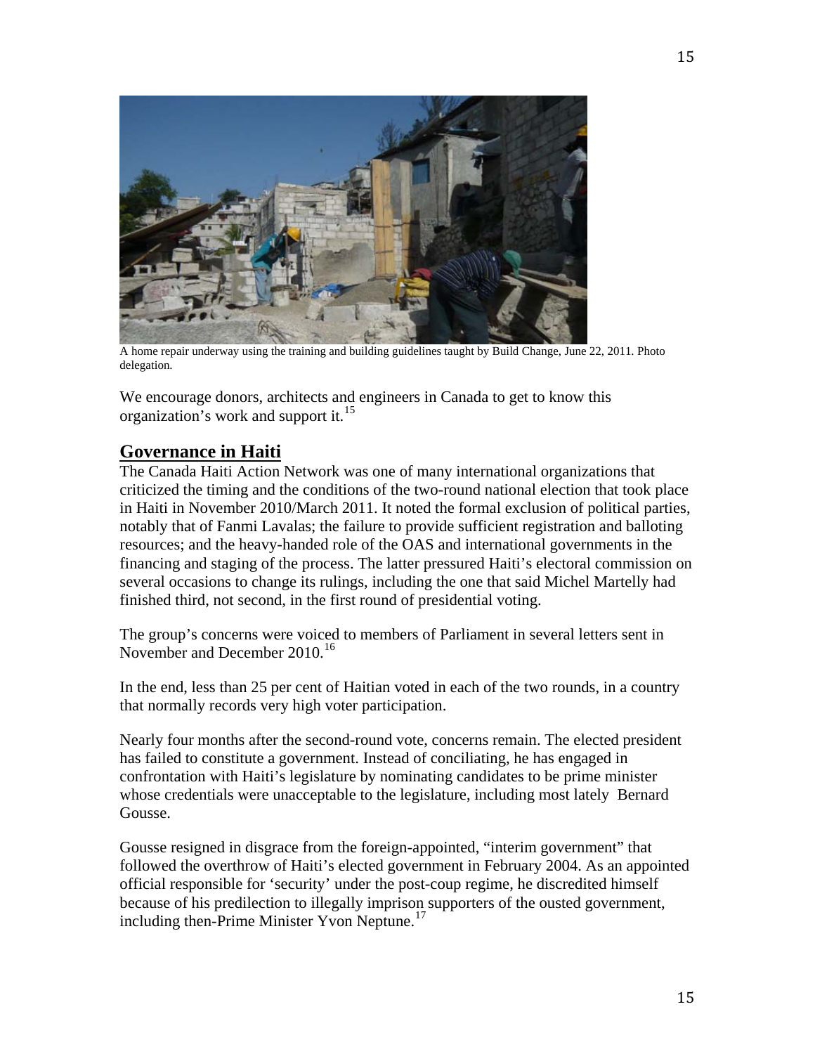A home repair underway using the training and building guidelines taught by Build Change, June 22, 2011. Photo delegation.

We encourage donors, architects and engineers in Canada to get to know this organization's work and support it.[15]

## Governance in Haiti

The Canada Haiti Action Network was one of many international organizations that criticized the timing and the conditions of the two-round national election that took place in Haiti in November 2010/March 2011. It noted the formal exclusion of political parties, notably that of Fanmi Lavalas; the failure to provide sufficient registration and balloting resources; and the heavy-handed role of the OAS and international governments in the financing and staging of the process. The latter pressured Haiti's electoral commission on several occasions to change its rulings, including the one that said Michel Martelly had finished third, not second, in the first round of presidential voting.

The group's concerns were voiced to members of Parliament in several letters sent in November and December 2010.[16]

In the end, less than 25 per cent of Haitian voted in each of the two rounds, in a country that normally records very high voter participation.

Nearly four months after the second-round vote, concerns remain. The elected president has failed to constitute a government. Instead of conciliating, he has engaged in confrontation with Haiti's legislature by nominating candidates to be prime minister whose credentials were unacceptable to the legislature, including most lately Bernard Gousse.

Gousse resigned in disgrace from the foreign-appointed, "interim government" that followed the overthrow of Haiti's elected government in February 2004. As an appointed official responsible for 'security' under the post-coup regime, he discredited himself because of his predilection to illegally imprison supporters of the ousted government, including then-Prime Minister Yvon Neptune.[17]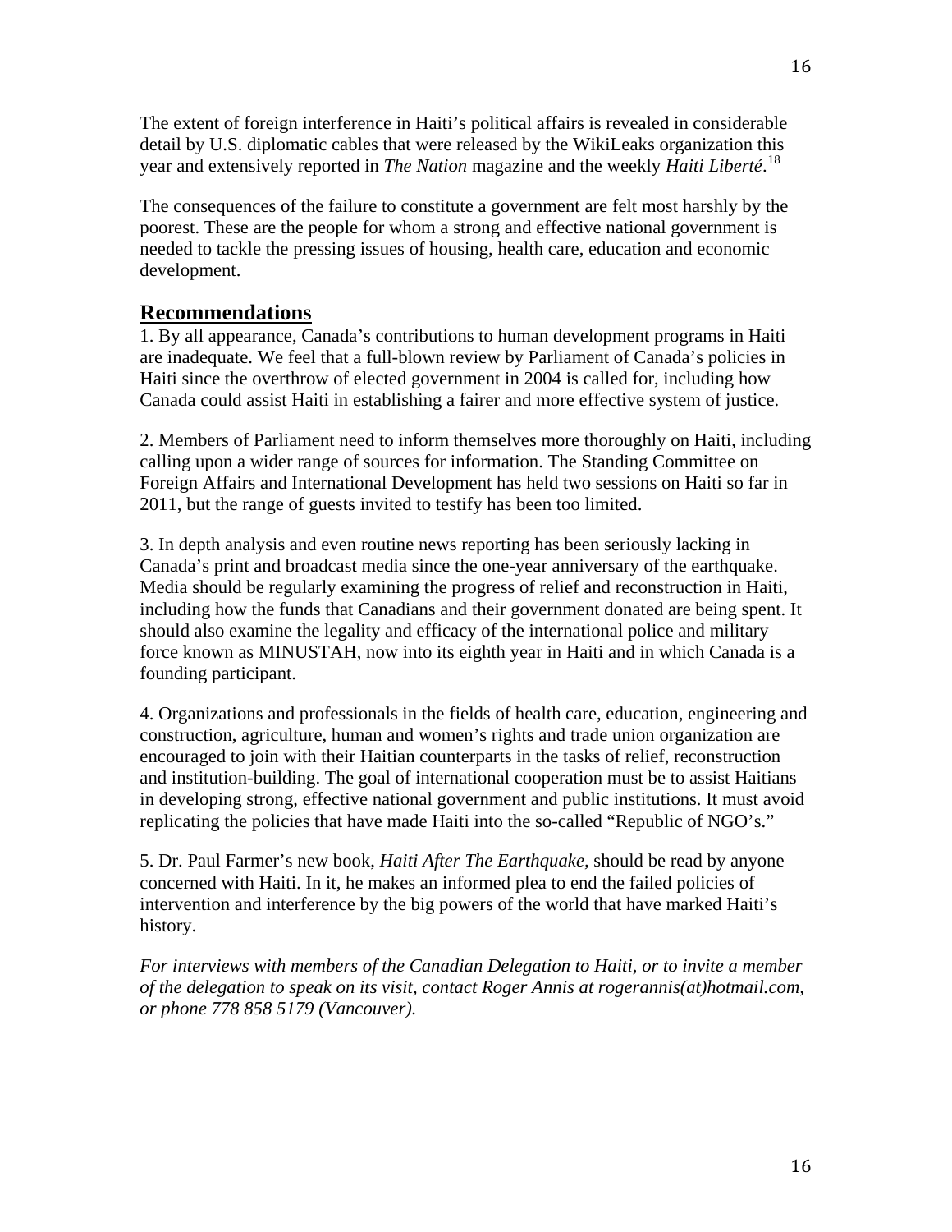The extent of foreign interference in Haiti's political affairs is revealed in considerable detail by U.S. diplomatic cables that were released by the WikiLeaks organization this year and extensively reported in *The Nation* magazine and the weekly *Haiti Liberté*.[18]

The consequences of the failure to constitute a government are felt most harshly by the poorest. These are the people for whom a strong and effective national government is needed to tackle the pressing issues of housing, health care, education and economic development.

## Recommendations

1. By all appearance, Canada's contributions to human development programs in Haiti are inadequate. We feel that a full-blown review by Parliament of Canada's policies in Haiti since the overthrow of elected government in 2004 is called for, including how Canada could assist Haiti in establishing a fairer and more effective system of justice.

2. Members of Parliament need to inform themselves more thoroughly on Haiti, including calling upon a wider range of sources for information. The Standing Committee on Foreign Affairs and International Development has held two sessions on Haiti so far in 2011, but the range of guests invited to testify has been too limited.

3. In depth analysis and even routine news reporting has been seriously lacking in Canada's print and broadcast media since the one-year anniversary of the earthquake. Media should be regularly examining the progress of relief and reconstruction in Haiti, including how the funds that Canadians and their government donated are being spent. It should also examine the legality and efficacy of the international police and military force known as MINUSTAH, now into its eighth year in Haiti and in which Canada is a founding participant.

4. Organizations and professionals in the fields of health care, education, engineering and construction, agriculture, human and women's rights and trade union organization are encouraged to join with their Haitian counterparts in the tasks of relief, reconstruction and institution-building. The goal of international cooperation must be to assist Haitians in developing strong, effective national government and public institutions. It must avoid replicating the policies that have made Haiti into the so-called "Republic of NGO's."

5. Dr. Paul Farmer's new book, *Haiti After The Earthquake*, should be read by anyone concerned with Haiti. In it, he makes an informed plea to end the failed policies of intervention and interference by the big powers of the world that have marked Haiti's history.

*For interviews with members of the Canadian Delegation to Haiti, or to invite a member of the delegation to speak on its visit, contact Roger Annis at rogerannis(at)hotmail.com, or phone 778 858 5179 (Vancouver).*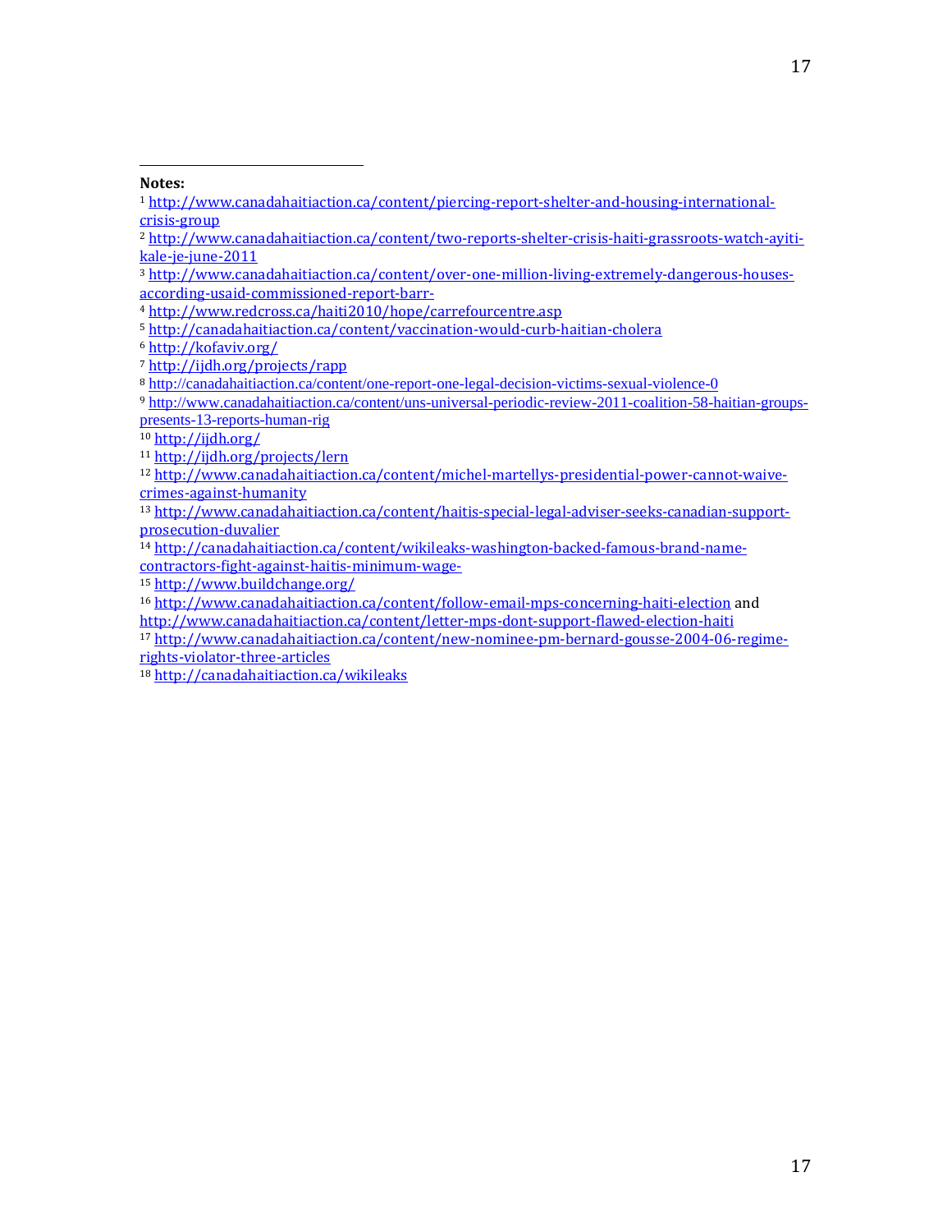**Notes:**

[1] http://www.canadahaitiaction.ca/content/piercing-report-shelter-and-housing-international-crisis-group

[2] http://www.canadahaitiaction.ca/content/two-reports-shelter-crisis-haiti-grassroots-watch-ayiti-kale-je-june-2011

[3] http://www.canadahaitiaction.ca/content/over-one-million-living-extremely-dangerous-houses-according-usaid-commissioned-report-barr-

[4] http://www.redcross.ca/haiti2010/hope/carrefourcentre.asp

[5] http://canadahaitiaction.ca/content/vaccination-would-curb-haitian-cholera

[6] http://kofaviv.org/

[7] http://ijdh.org/projects/rapp

[8] http://canadahaitiaction.ca/content/one-report-one-legal-decision-victims-sexual-violence-0

[9] http://www.canadahaitiaction.ca/content/uns-universal-periodic-review-2011-coalition-58-haitian-groups-presents-13-reports-human-rig

[10] http://ijdh.org/

[11] http://ijdh.org/projects/lern

[12] http://www.canadahaitiaction.ca/content/michel-martellys-presidential-power-cannot-waive-crimes-against-humanity

[13] http://www.canadahaitiaction.ca/content/haitis-special-legal-adviser-seeks-canadian-support-prosecution-duvalier

[14] http://canadahaitiaction.ca/content/wikileaks-washington-backed-famous-brand-name-contractors-fight-against-haitis-minimum-wage-

[15] http://www.buildchange.org/

[16] http://www.canadahaitiaction.ca/content/follow-email-mps-concerning-haiti-election and http://www.canadahaitiaction.ca/content/letter-mps-dont-support-flawed-election-haiti

[17] http://www.canadahaitiaction.ca/content/new-nominee-pm-bernard-gousse-2004-06-regime-rights-violator-three-articles

[18] http://canadahaitiaction.ca/wikileaks